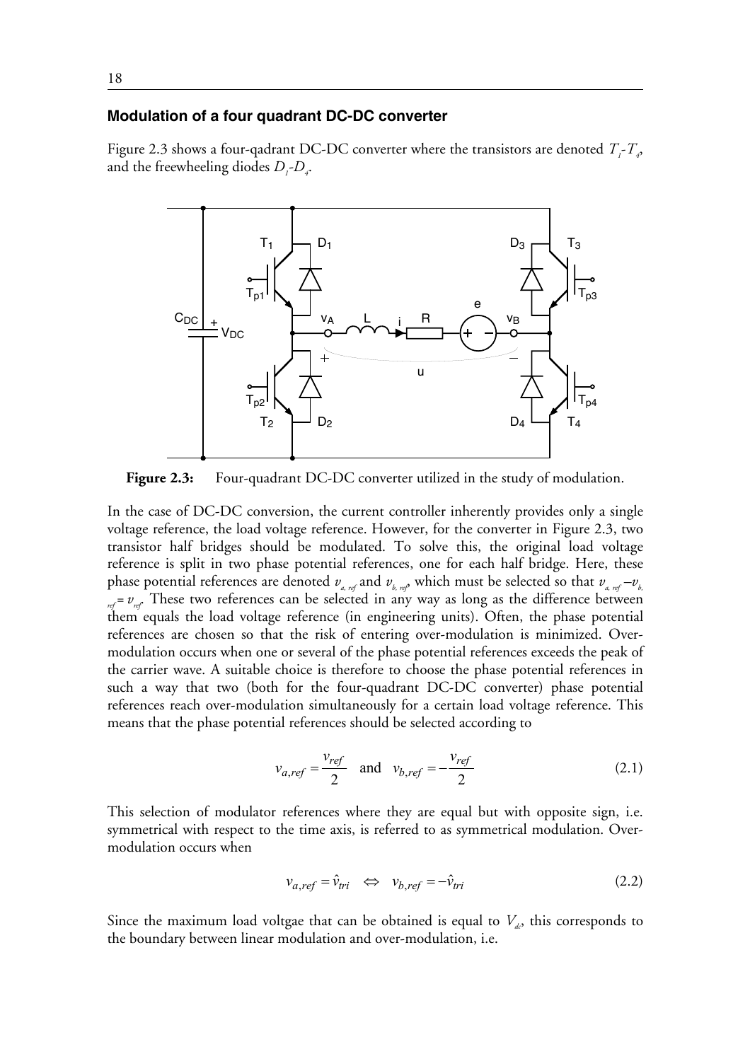### Modulation of a four quadrant DC-DC converter

Figure 2.3 shows a four-qadrant DC-DC converter where the transistors are denoted $T_1$-$T_4$, and the freewheeling diodes $D_1$-$D_4$.

**Figure 2.3:** Four-quadrant DC-DC converter utilized in the study of modulation.

In the case of DC-DC conversion, the current controller inherently provides only a single voltage reference, the load voltage reference. However, for the converter in Figure 2.3, two transistor half bridges should be modulated. To solve this, the original load voltage reference is split in two phase potential references, one for each half bridge. Here, these phase potential references are denoted $v_{a,\,ref}$ and $v_{b,\,ref}$, which must be selected so that $v_{a,\,ref} - v_{b,\,ref} = v_{ref}$. These two references can be selected in any way as long as the difference between them equals the load voltage reference (in engineering units). Often, the phase potential references are chosen so that the risk of entering over-modulation is minimized. Over-modulation occurs when one or several of the phase potential references exceeds the peak of the carrier wave. A suitable choice is therefore to choose the phase potential references in such a way that two (both for the four-quadrant DC-DC converter) phase potential references reach over-modulation simultaneously for a certain load voltage reference. This means that the phase potential references should be selected according to

$$v_{a,ref} = \frac{v_{ref}}{2} \quad \text{and} \quad v_{b,ref} = -\frac{v_{ref}}{2} \tag{2.1}$$

This selection of modulator references where they are equal but with opposite sign, i.e. symmetrical with respect to the time axis, is referred to as symmetrical modulation. Over-modulation occurs when

$$v_{a,ref} = \hat{v}_{tri} \quad \Leftrightarrow \quad v_{b,ref} = -\hat{v}_{tri} \tag{2.2}$$

Since the maximum load voltgae that can be obtained is equal to $V_{dc}$, this corresponds to the boundary between linear modulation and over-modulation, i.e.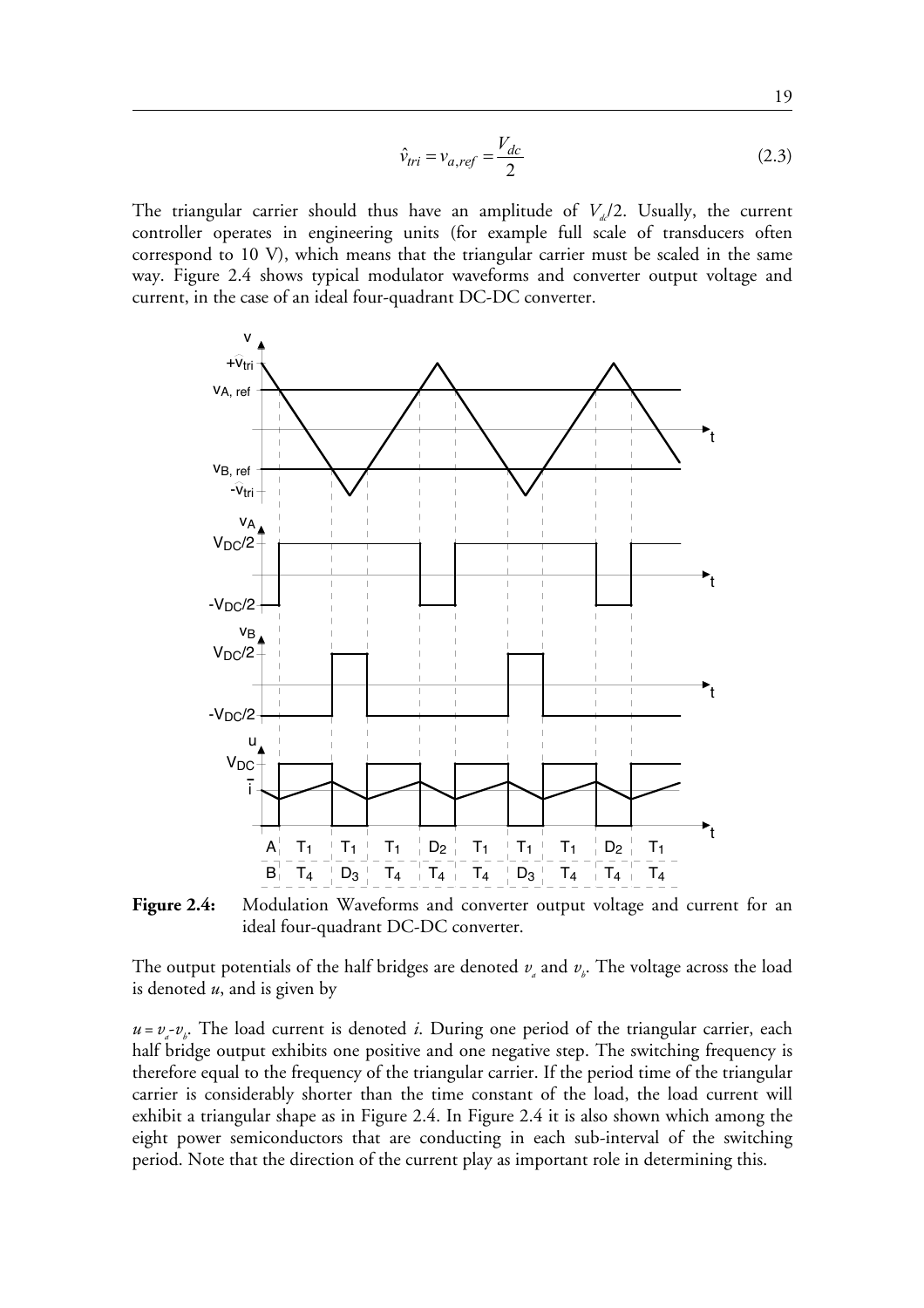$$\hat{v}_{tri} = v_{a,ref} = \frac{V_{dc}}{2} \tag{2.3}$$

The triangular carrier should thus have an amplitude of $V_{dc}/2$. Usually, the current controller operates in engineering units (for example full scale of transducers often correspond to 10 V), which means that the triangular carrier must be scaled in the same way. Figure 2.4 shows typical modulator waveforms and converter output voltage and current, in the case of an ideal four-quadrant DC-DC converter.

**Figure 2.4:** Modulation Waveforms and converter output voltage and current for an ideal four-quadrant DC-DC converter.

The output potentials of the half bridges are denoted $v_a$ and $v_b$. The voltage across the load is denoted $u$, and is given by

$u = v_a - v_b$. The load current is denoted $i$. During one period of the triangular carrier, each half bridge output exhibits one positive and one negative step. The switching frequency is therefore equal to the frequency of the triangular carrier. If the period time of the triangular carrier is considerably shorter than the time constant of the load, the load current will exhibit a triangular shape as in Figure 2.4. In Figure 2.4 it is also shown which among the eight power semiconductors that are conducting in each sub-interval of the switching period. Note that the direction of the current play as important role in determining this.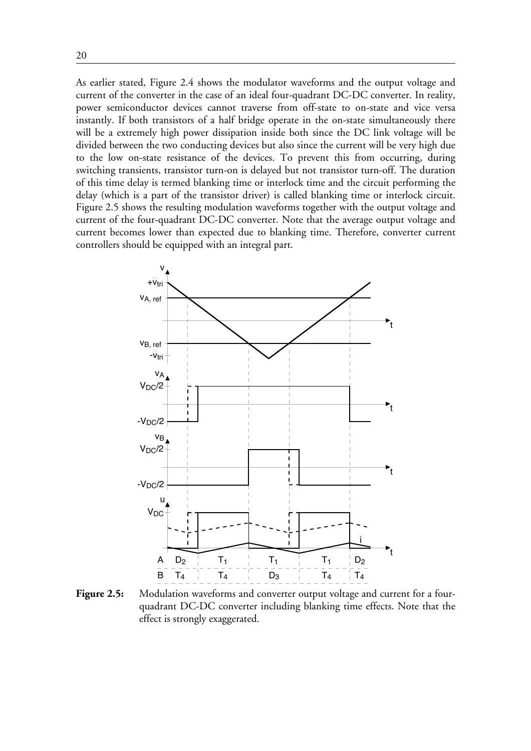As earlier stated, Figure 2.4 shows the modulator waveforms and the output voltage and current of the converter in the case of an ideal four-quadrant DC-DC converter. In reality, power semiconductor devices cannot traverse from off-state to on-state and vice versa instantly. If both transistors of a half bridge operate in the on-state simultaneously there will be a extremely high power dissipation inside both since the DC link voltage will be divided between the two conducting devices but also since the current will be very high due to the low on-state resistance of the devices. To prevent this from occurring, during switching transients, transistor turn-on is delayed but not transistor turn-off. The duration of this time delay is termed blanking time or interlock time and the circuit performing the delay (which is a part of the transistor driver) is called blanking time or interlock circuit. Figure 2.5 shows the resulting modulation waveforms together with the output voltage and current of the four-quadrant DC-DC converter. Note that the average output voltage and current becomes lower than expected due to blanking time. Therefore, converter current controllers should be equipped with an integral part.

v

$+\hat{v}_{tri}$

$v_{A,\,ref}$

t

$v_{B,\,ref}$

$-\hat{v}_{tri}$

$v_A$

$V_{DC}/2$

t

$-V_{DC}/2$

$v_B$

$V_{DC}/2$

t

$-V_{DC}/2$

u

$V_{DC}$

i

t

A $D_2$ $T_1$ $T_1$ $T_1$ $D_2$

B $T_4$ $T_4$ $D_3$ $T_4$ $T_4$

**Figure 2.5:** Modulation waveforms and converter output voltage and current for a four-quadrant DC-DC converter including blanking time effects. Note that the effect is strongly exaggerated.